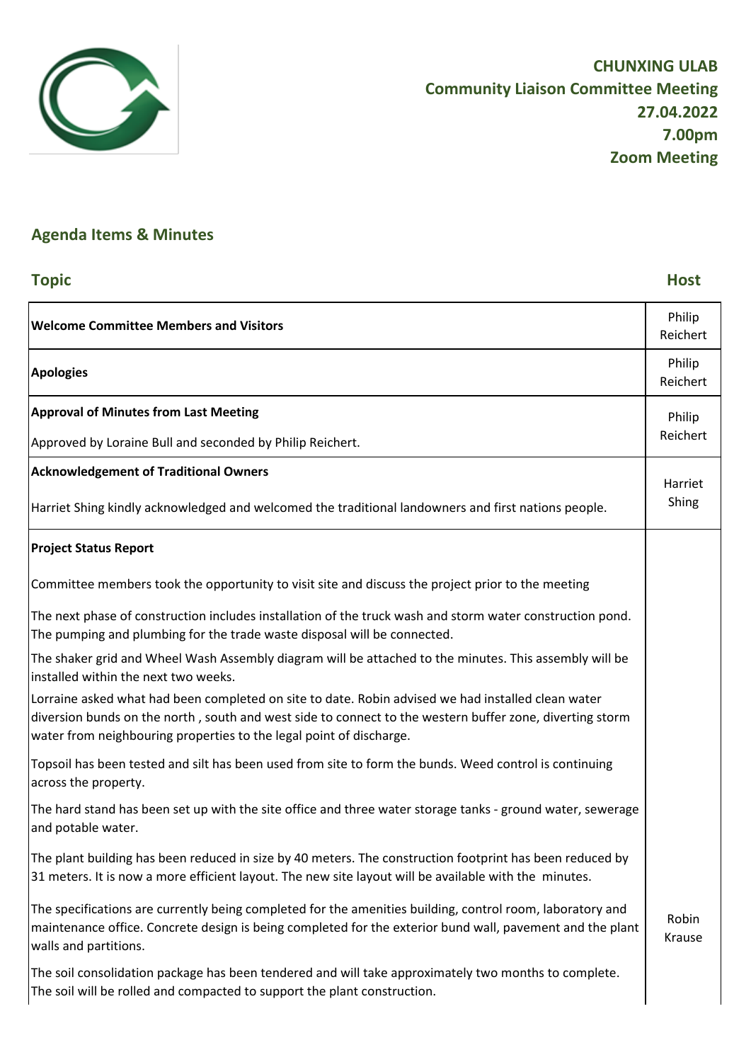# CHUNXING ULAB
## Community Liaison Committee Meeting
## 27.04.2022
## 7.00pm
## Zoom Meeting

## Agenda Items & Minutes

| Topic | Host |
|---|---|
| **Welcome Committee Members and Visitors** | Philip Reichert |
| **Apologies** | Philip Reichert |
| **Approval of Minutes from Last Meeting**<br><br>Approved by Loraine Bull and seconded by Philip Reichert. | Philip Reichert |
| **Acknowledgement of Traditional Owners**<br><br>Harriet Shing kindly acknowledged and welcomed the traditional landowners and first nations people. | Harriet Shing |
| **Project Status Report**<br><br>Committee members took the opportunity to visit site and discuss the project prior to the meeting<br><br>The next phase of construction includes installation of the truck wash and storm water construction pond. The pumping and plumbing for the trade waste disposal will be connected.<br><br>The shaker grid and Wheel Wash Assembly diagram will be attached to the minutes. This assembly will be installed within the next two weeks.<br><br>Lorraine asked what had been completed on site to date. Robin advised we had installed clean water diversion bunds on the north , south and west side to connect to the western buffer zone, diverting storm water from neighbouring properties to the legal point of discharge.<br><br>Topsoil has been tested and silt has been used from site to form the bunds. Weed control is continuing across the property.<br><br>The hard stand has been set up with the site office and three water storage tanks - ground water, sewerage and potable water.<br><br>The plant building has been reduced in size by 40 meters. The construction footprint has been reduced by 31 meters. It is now a more efficient layout. The new site layout will be available with the minutes.<br><br>The specifications are currently being completed for the amenities building, control room, laboratory and maintenance office. Concrete design is being completed for the exterior bund wall, pavement and the plant walls and partitions.<br><br>The soil consolidation package has been tendered and will take approximately two months to complete. The soil will be rolled and compacted to support the plant construction. | Robin Krause |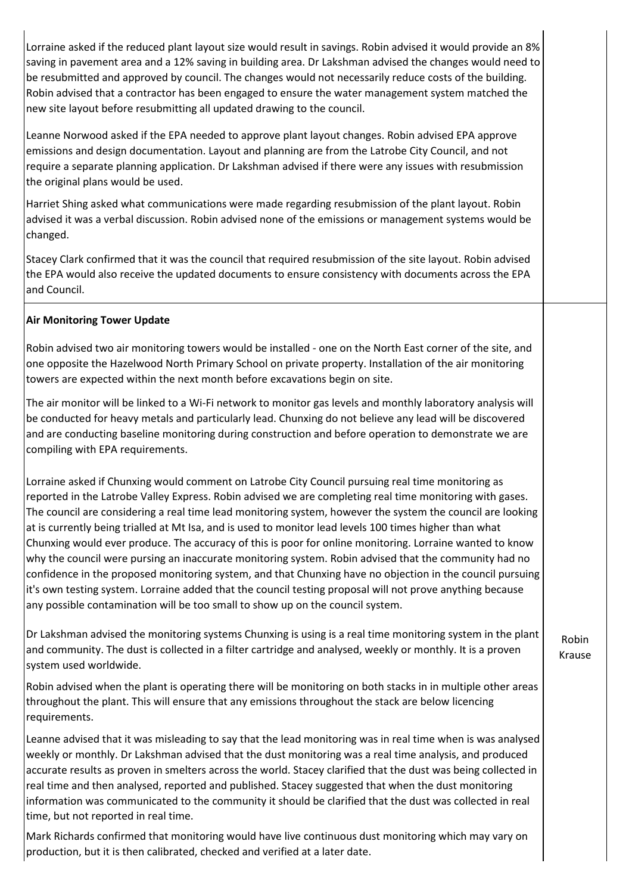Lorraine asked if the reduced plant layout size would result in savings. Robin advised it would provide an 8% saving in pavement area and a 12% saving in building area. Dr Lakshman advised the changes would need to be resubmitted and approved by council. The changes would not necessarily reduce costs of the building. Robin advised that a contractor has been engaged to ensure the water management system matched the new site layout before resubmitting all updated drawing to the council.

Leanne Norwood asked if the EPA needed to approve plant layout changes. Robin advised EPA approve emissions and design documentation. Layout and planning are from the Latrobe City Council, and not require a separate planning application. Dr Lakshman advised if there were any issues with resubmission the original plans would be used.

Harriet Shing asked what communications were made regarding resubmission of the plant layout. Robin advised it was a verbal discussion. Robin advised none of the emissions or management systems would be changed.

Stacey Clark confirmed that it was the council that required resubmission of the site layout. Robin advised the EPA would also receive the updated documents to ensure consistency with documents across the EPA and Council.

**Air Monitoring Tower Update**

Robin advised two air monitoring towers would be installed - one on the North East corner of the site, and one opposite the Hazelwood North Primary School on private property. Installation of the air monitoring towers are expected within the next month before excavations begin on site.

The air monitor will be linked to a Wi-Fi network to monitor gas levels and monthly laboratory analysis will be conducted for heavy metals and particularly lead. Chunxing do not believe any lead will be discovered and are conducting baseline monitoring during construction and before operation to demonstrate we are compiling with EPA requirements.

Lorraine asked if Chunxing would comment on Latrobe City Council pursuing real time monitoring as reported in the Latrobe Valley Express. Robin advised we are completing real time monitoring with gases. The council are considering a real time lead monitoring system, however the system the council are looking at is currently being trialled at Mt Isa, and is used to monitor lead levels 100 times higher than what Chunxing would ever produce. The accuracy of this is poor for online monitoring. Lorraine wanted to know why the council were pursing an inaccurate monitoring system. Robin advised that the community had no confidence in the proposed monitoring system, and that Chunxing have no objection in the council pursuing it's own testing system. Lorraine added that the council testing proposal will not prove anything because any possible contamination will be too small to show up on the council system.

Dr Lakshman advised the monitoring systems Chunxing is using is a real time monitoring system in the plant and community. The dust is collected in a filter cartridge and analysed, weekly or monthly. It is a proven system used worldwide.

Robin advised when the plant is operating there will be monitoring on both stacks in in multiple other areas throughout the plant. This will ensure that any emissions throughout the stack are below licencing requirements.

Leanne advised that it was misleading to say that the lead monitoring was in real time when is was analysed weekly or monthly. Dr Lakshman advised that the dust monitoring was a real time analysis, and produced accurate results as proven in smelters across the world. Stacey clarified that the dust was being collected in real time and then analysed, reported and published. Stacey suggested that when the dust monitoring information was communicated to the community it should be clarified that the dust was collected in real time, but not reported in real time.

Mark Richards confirmed that monitoring would have live continuous dust monitoring which may vary on production, but it is then calibrated, checked and verified at a later date.

Robin Krause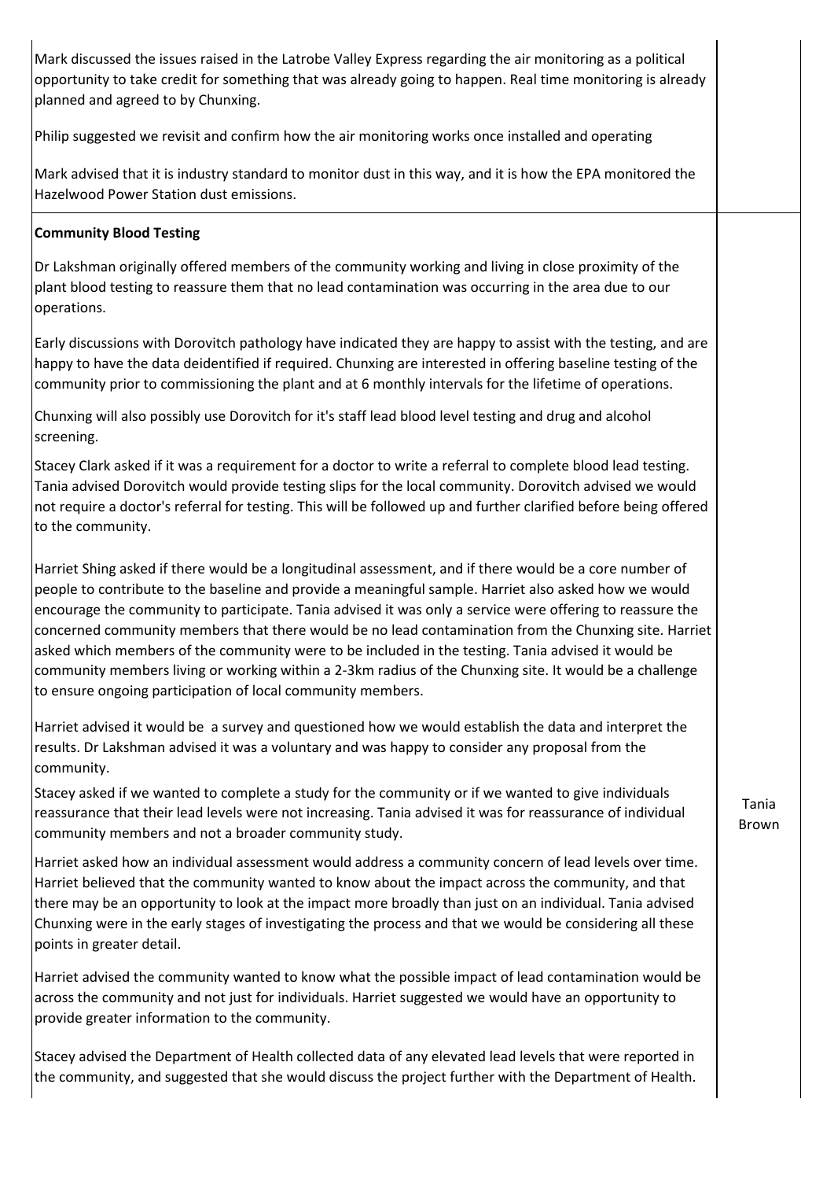| | |
|---|---|
| Mark discussed the issues raised in the Latrobe Valley Express regarding the air monitoring as a political opportunity to take credit for something that was already going to happen. Real time monitoring is already planned and agreed to by Chunxing.<br><br>Philip suggested we revisit and confirm how the air monitoring works once installed and operating<br><br>Mark advised that it is industry standard to monitor dust in this way, and it is how the EPA monitored the Hazelwood Power Station dust emissions. | |
| **Community Blood Testing**<br><br>Dr Lakshman originally offered members of the community working and living in close proximity of the plant blood testing to reassure them that no lead contamination was occurring in the area due to our operations.<br><br>Early discussions with Dorovitch pathology have indicated they are happy to assist with the testing, and are happy to have the data deidentified if required. Chunxing are interested in offering baseline testing of the community prior to commissioning the plant and at 6 monthly intervals for the lifetime of operations.<br><br>Chunxing will also possibly use Dorovitch for it's staff lead blood level testing and drug and alcohol screening.<br><br>Stacey Clark asked if it was a requirement for a doctor to write a referral to complete blood lead testing. Tania advised Dorovitch would provide testing slips for the local community. Dorovitch advised we would not require a doctor's referral for testing. This will be followed up and further clarified before being offered to the community.<br><br>Harriet Shing asked if there would be a longitudinal assessment, and if there would be a core number of people to contribute to the baseline and provide a meaningful sample. Harriet also asked how we would encourage the community to participate. Tania advised it was only a service were offering to reassure the concerned community members that there would be no lead contamination from the Chunxing site. Harriet asked which members of the community were to be included in the testing. Tania advised it would be community members living or working within a 2-3km radius of the Chunxing site. It would be a challenge to ensure ongoing participation of local community members.<br><br>Harriet advised it would be a survey and questioned how we would establish the data and interpret the results. Dr Lakshman advised it was a voluntary and was happy to consider any proposal from the community.<br><br>Stacey asked if we wanted to complete a study for the community or if we wanted to give individuals reassurance that their lead levels were not increasing. Tania advised it was for reassurance of individual community members and not a broader community study.<br><br>Harriet asked how an individual assessment would address a community concern of lead levels over time. Harriet believed that the community wanted to know about the impact across the community, and that there may be an opportunity to look at the impact more broadly than just on an individual. Tania advised Chunxing were in the early stages of investigating the process and that we would be considering all these points in greater detail.<br><br>Harriet advised the community wanted to know what the possible impact of lead contamination would be across the community and not just for individuals. Harriet suggested we would have an opportunity to provide greater information to the community.<br><br>Stacey advised the Department of Health collected data of any elevated lead levels that were reported in the community, and suggested that she would discuss the project further with the Department of Health. | Tania Brown |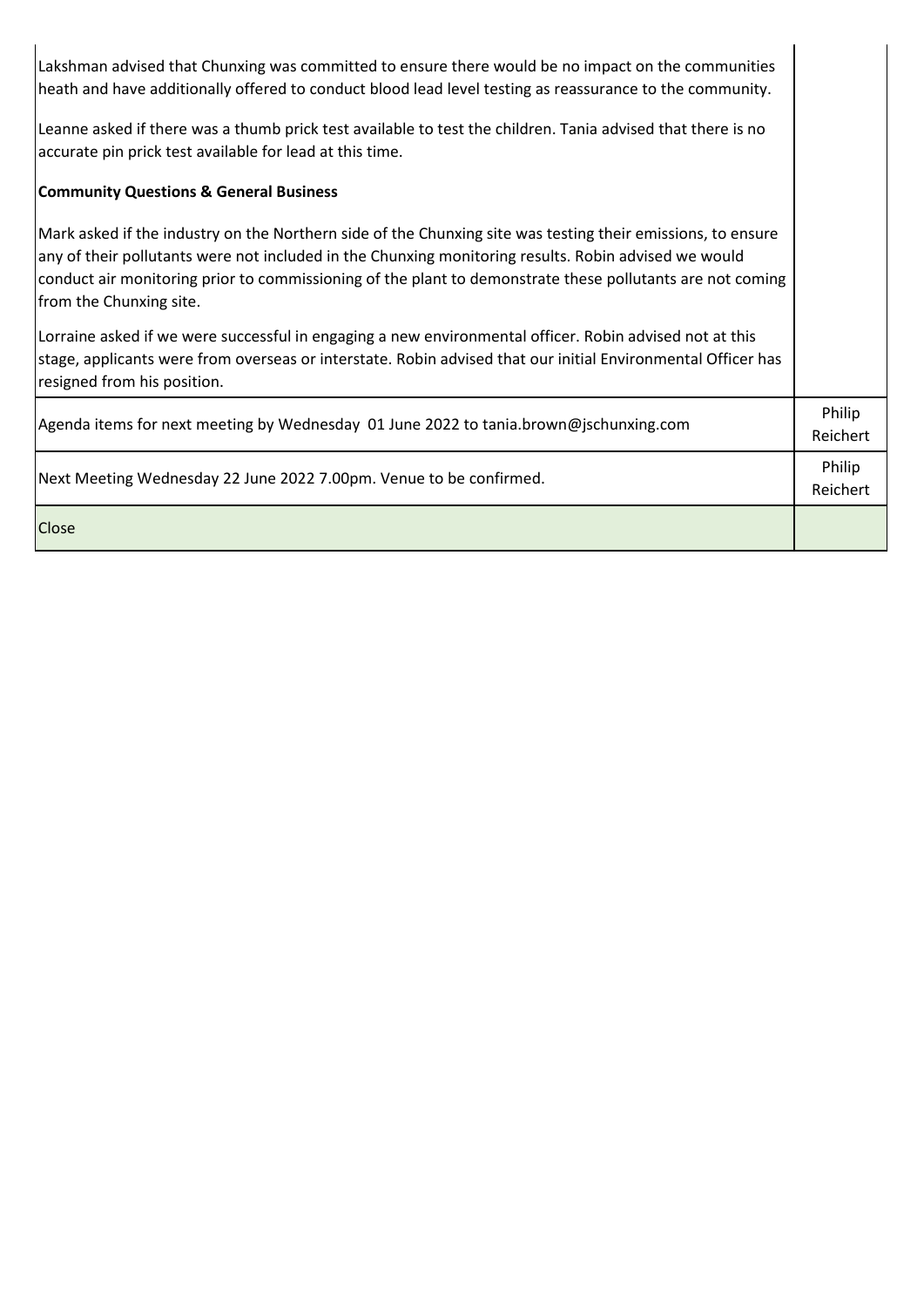| | |
|---|---|
| Lakshman advised that Chunxing was committed to ensure there would be no impact on the communities heath and have additionally offered to conduct blood lead level testing as reassurance to the community.<br><br>Leanne asked if there was a thumb prick test available to test the children. Tania advised that there is no accurate pin prick test available for lead at this time.<br><br>**Community Questions & General Business**<br><br>Mark asked if the industry on the Northern side of the Chunxing site was testing their emissions, to ensure any of their pollutants were not included in the Chunxing monitoring results. Robin advised we would conduct air monitoring prior to commissioning of the plant to demonstrate these pollutants are not coming from the Chunxing site.<br><br>Lorraine asked if we were successful in engaging a new environmental officer. Robin advised not at this stage, applicants were from overseas or interstate. Robin advised that our initial Environmental Officer has resigned from his position. | |
| Agenda items for next meeting by Wednesday 01 June 2022 to tania.brown@jschunxing.com | Philip Reichert |
| Next Meeting Wednesday 22 June 2022 7.00pm. Venue to be confirmed. | Philip Reichert |
| Close | |